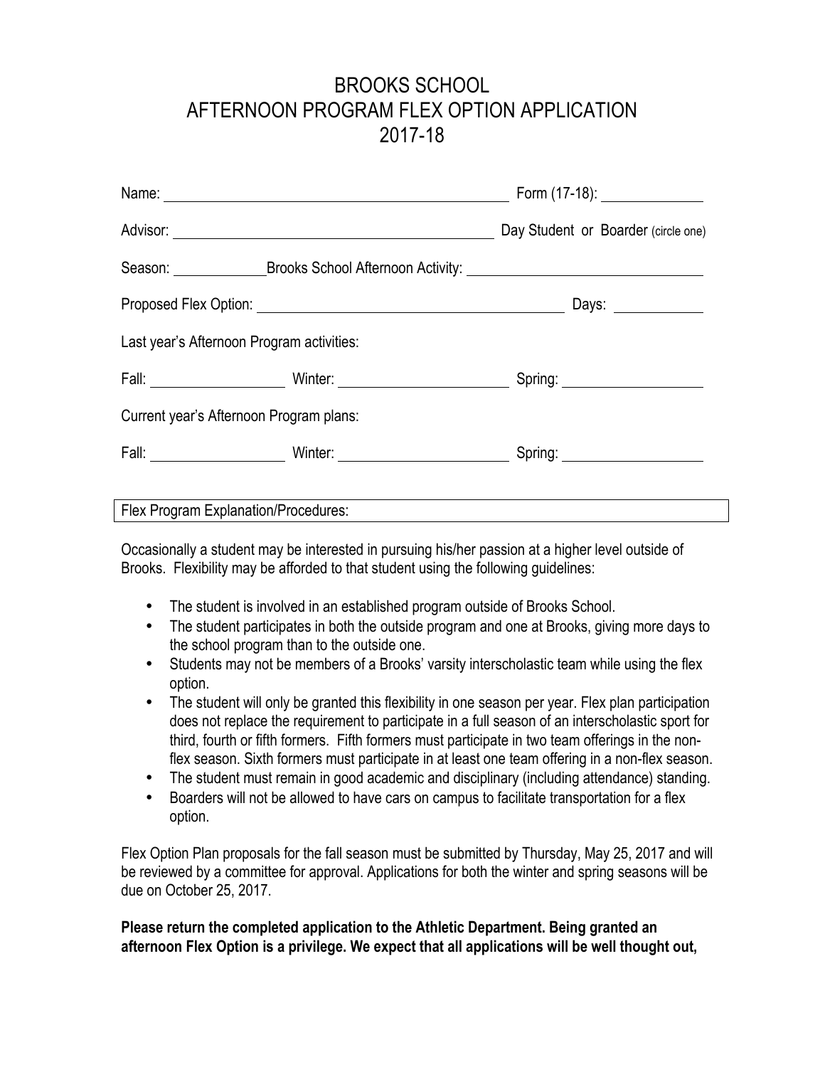# BROOKS SCHOOL
# AFTERNOON PROGRAM FLEX OPTION APPLICATION
# 2017-18

Name: ______________________________________ Form (17-18): ____________

Advisor: ______________________________________ Day Student or Boarder (circle one)

Season: ____________ Brooks School Afternoon Activity: ______________________________

Proposed Flex Option: ______________________________________ Days: ___________

Last year's Afternoon Program activities:

Fall: __________________ Winter: ______________________ Spring: __________________

Current year's Afternoon Program plans:

Fall: __________________ Winter: ______________________ Spring: __________________

Flex Program Explanation/Procedures:

Occasionally a student may be interested in pursuing his/her passion at a higher level outside of Brooks. Flexibility may be afforded to that student using the following guidelines:

- The student is involved in an established program outside of Brooks School.
- The student participates in both the outside program and one at Brooks, giving more days to the school program than to the outside one.
- Students may not be members of a Brooks' varsity interscholastic team while using the flex option.
- The student will only be granted this flexibility in one season per year. Flex plan participation does not replace the requirement to participate in a full season of an interscholastic sport for third, fourth or fifth formers. Fifth formers must participate in two team offerings in the non-flex season. Sixth formers must participate in at least one team offering in a non-flex season.
- The student must remain in good academic and disciplinary (including attendance) standing.
- Boarders will not be allowed to have cars on campus to facilitate transportation for a flex option.

Flex Option Plan proposals for the fall season must be submitted by Thursday, May 25, 2017 and will be reviewed by a committee for approval. Applications for both the winter and spring seasons will be due on October 25, 2017.

**Please return the completed application to the Athletic Department. Being granted an afternoon Flex Option is a privilege. We expect that all applications will be well thought out,**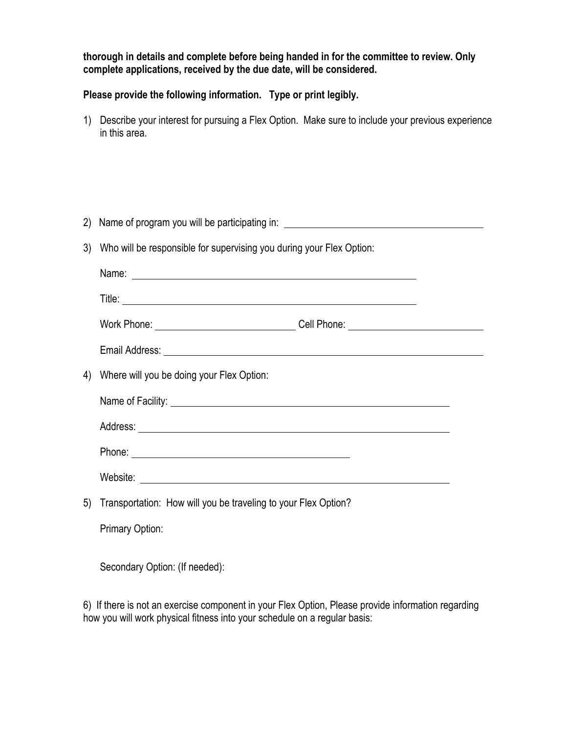**thorough in details and complete before being handed in for the committee to review. Only complete applications, received by the due date, will be considered.**

**Please provide the following information. Type or print legibly.**

1) Describe your interest for pursuing a Flex Option. Make sure to include your previous experience in this area.

2) Name of program you will be participating in: ______________________________

3) Who will be responsible for supervising you during your Flex Option:

   Name: ______________________________

   Title: ______________________________

   Work Phone: ____________________ Cell Phone: ____________________

   Email Address: ______________________________

4) Where will you be doing your Flex Option:

   Name of Facility: ______________________________

   Address: ______________________________

   Phone: ______________________________

   Website: ______________________________

5) Transportation: How will you be traveling to your Flex Option?

   Primary Option:

   Secondary Option: (If needed):

6) If there is not an exercise component in your Flex Option, Please provide information regarding how you will work physical fitness into your schedule on a regular basis: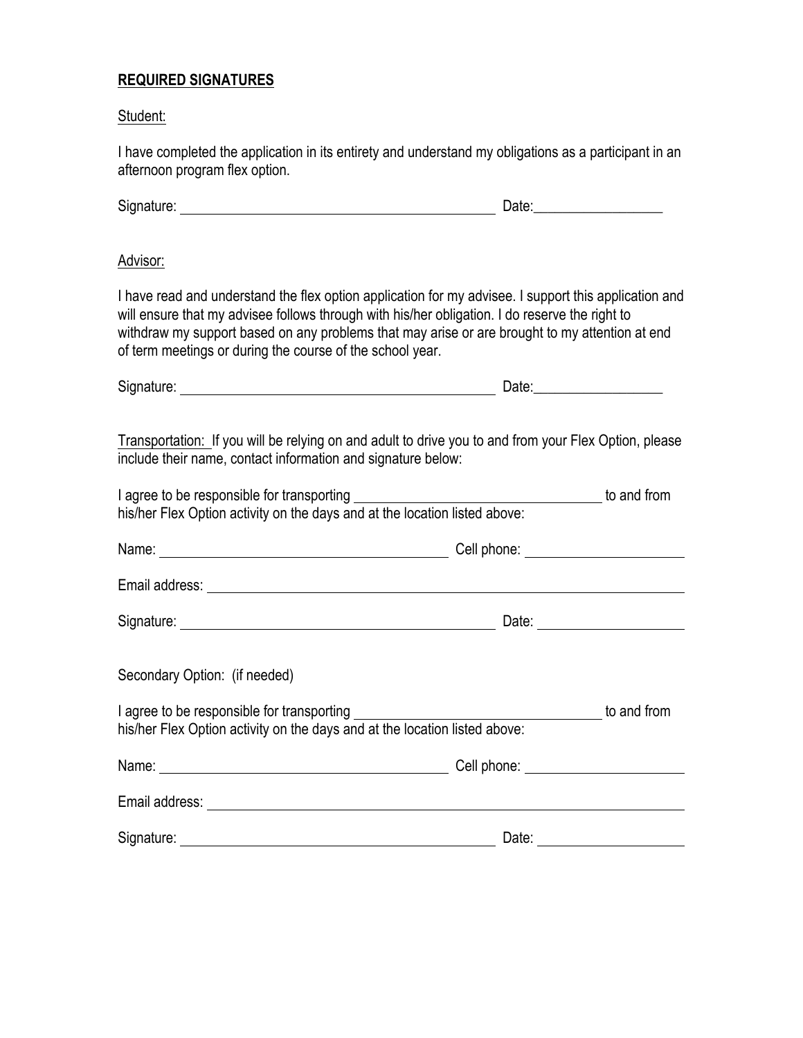**REQUIRED SIGNATURES**

Student:

I have completed the application in its entirety and understand my obligations as a participant in an afternoon program flex option.

Signature: ______________________________________________ Date:__________________

Advisor:

I have read and understand the flex option application for my advisee. I support this application and will ensure that my advisee follows through with his/her obligation. I do reserve the right to withdraw my support based on any problems that may arise or are brought to my attention at end of term meetings or during the course of the school year.

Signature: ______________________________________________ Date:__________________

Transportation: If you will be relying on and adult to drive you to and from your Flex Option, please include their name, contact information and signature below:

I agree to be responsible for transporting ____________________________________ to and from his/her Flex Option activity on the days and at the location listed above:

Name: ________________________________________ Cell phone: ______________________

Email address: _________________________________________________________________

Signature: ______________________________________________ Date: ____________________

Secondary Option: (if needed)

I agree to be responsible for transporting ____________________________________ to and from his/her Flex Option activity on the days and at the location listed above:

Name: ________________________________________ Cell phone: ______________________

Email address: _________________________________________________________________

Signature: ______________________________________________ Date: ____________________